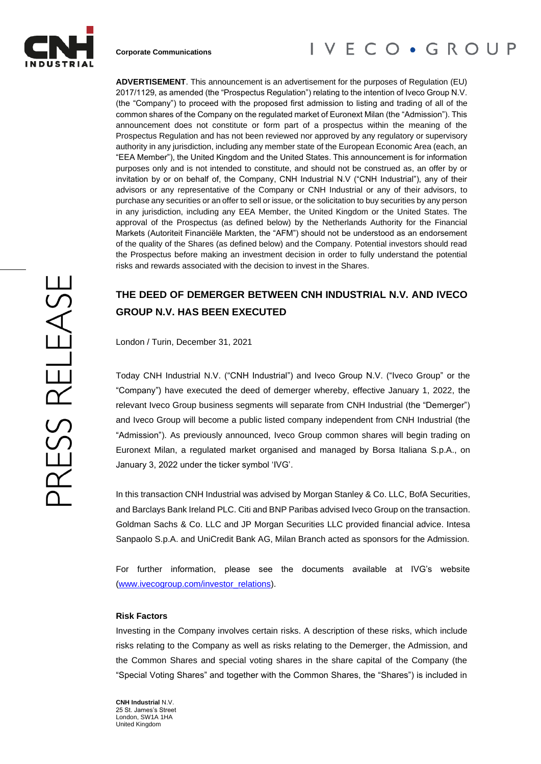Corporate Communications

**ADVERTISEMENT**. This announcement is an advertisement for the purposes of Regulation (EU) 2017/1129, as amended (the "Prospectus Regulation") relating to the intention of Iveco Group N.V. (the "Company") to proceed with the proposed first admission to listing and trading of all of the common shares of the Company on the regulated market of Euronext Milan (the "Admission"). This announcement does not constitute or form part of a prospectus within the meaning of the Prospectus Regulation and has not been reviewed nor approved by any regulatory or supervisory authority in any jurisdiction, including any member state of the European Economic Area (each, an "EEA Member"), the United Kingdom and the United States. This announcement is for information purposes only and is not intended to constitute, and should not be construed as, an offer by or invitation by or on behalf of, the Company, CNH Industrial N.V ("CNH Industrial"), any of their advisors or any representative of the Company or CNH Industrial or any of their advisors, to purchase any securities or an offer to sell or issue, or the solicitation to buy securities by any person in any jurisdiction, including any EEA Member, the United Kingdom or the United States. The approval of the Prospectus (as defined below) by the Netherlands Authority for the Financial Markets (Autoriteit Financiële Markten, the "AFM") should not be understood as an endorsement of the quality of the Shares (as defined below) and the Company. Potential investors should read the Prospectus before making an investment decision in order to fully understand the potential risks and rewards associated with the decision to invest in the Shares.

# THE DEED OF DEMERGER BETWEEN CNH INDUSTRIAL N.V. AND IVECO GROUP N.V. HAS BEEN EXECUTED

London / Turin, December 31, 2021

Today CNH Industrial N.V. ("CNH Industrial") and Iveco Group N.V. ("Iveco Group" or the "Company") have executed the deed of demerger whereby, effective January 1, 2022, the relevant Iveco Group business segments will separate from CNH Industrial (the "Demerger") and Iveco Group will become a public listed company independent from CNH Industrial (the "Admission"). As previously announced, Iveco Group common shares will begin trading on Euronext Milan, a regulated market organised and managed by Borsa Italiana S.p.A., on January 3, 2022 under the ticker symbol 'IVG'.

In this transaction CNH Industrial was advised by Morgan Stanley & Co. LLC, BofA Securities, and Barclays Bank Ireland PLC. Citi and BNP Paribas advised Iveco Group on the transaction. Goldman Sachs & Co. LLC and JP Morgan Securities LLC provided financial advice. Intesa Sanpaolo S.p.A. and UniCredit Bank AG, Milan Branch acted as sponsors for the Admission.

For further information, please see the documents available at IVG's website (www.ivecogroup.com/investor_relations).

**Risk Factors**

Investing in the Company involves certain risks. A description of these risks, which include risks relating to the Company as well as risks relating to the Demerger, the Admission, and the Common Shares and special voting shares in the share capital of the Company (the "Special Voting Shares" and together with the Common Shares, the "Shares") is included in

**CNH Industrial** N.V.
25 St. James's Street
London, SW1A 1HA
United Kingdom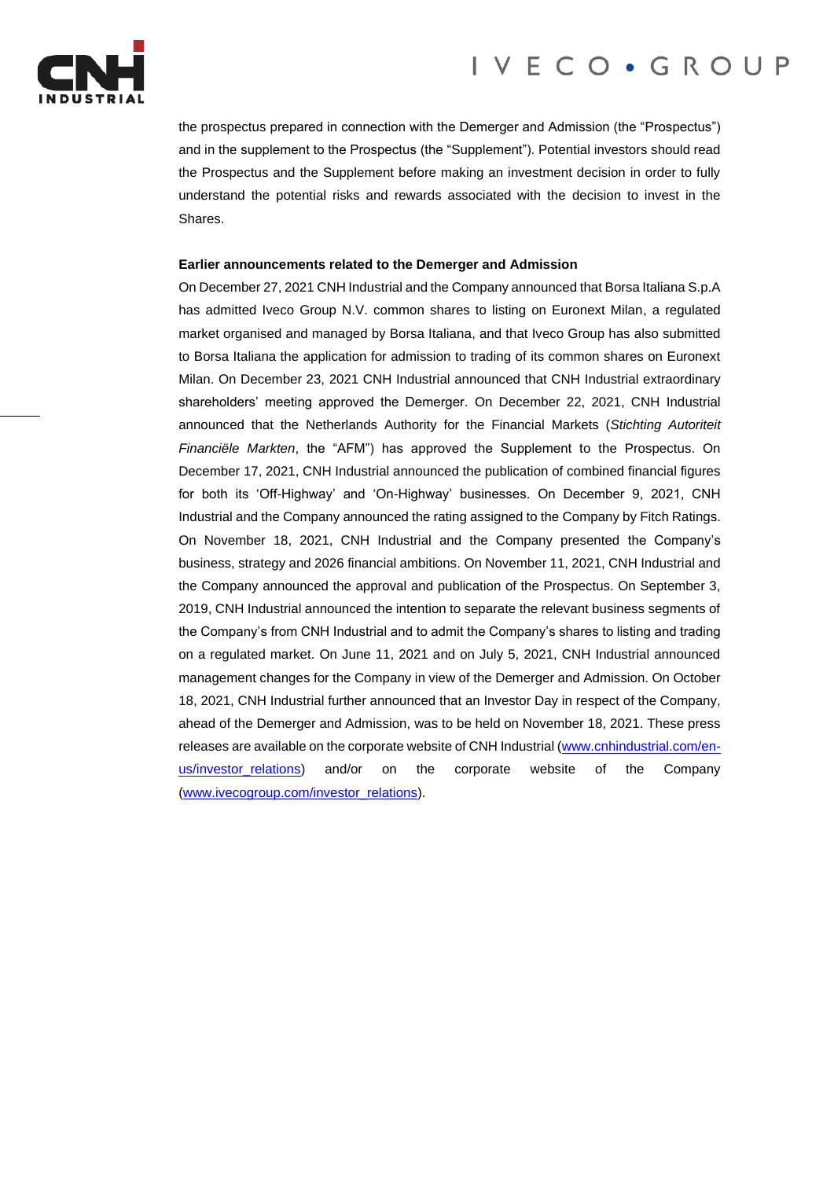the prospectus prepared in connection with the Demerger and Admission (the "Prospectus") and in the supplement to the Prospectus (the "Supplement"). Potential investors should read the Prospectus and the Supplement before making an investment decision in order to fully understand the potential risks and rewards associated with the decision to invest in the Shares.

**Earlier announcements related to the Demerger and Admission**

On December 27, 2021 CNH Industrial and the Company announced that Borsa Italiana S.p.A has admitted Iveco Group N.V. common shares to listing on Euronext Milan, a regulated market organised and managed by Borsa Italiana, and that Iveco Group has also submitted to Borsa Italiana the application for admission to trading of its common shares on Euronext Milan. On December 23, 2021 CNH Industrial announced that CNH Industrial extraordinary shareholders' meeting approved the Demerger. On December 22, 2021, CNH Industrial announced that the Netherlands Authority for the Financial Markets (*Stichting Autoriteit Financiële Markten*, the "AFM") has approved the Supplement to the Prospectus. On December 17, 2021, CNH Industrial announced the publication of combined financial figures for both its 'Off-Highway' and 'On-Highway' businesses. On December 9, 2021, CNH Industrial and the Company announced the rating assigned to the Company by Fitch Ratings. On November 18, 2021, CNH Industrial and the Company presented the Company's business, strategy and 2026 financial ambitions. On November 11, 2021, CNH Industrial and the Company announced the approval and publication of the Prospectus. On September 3, 2019, CNH Industrial announced the intention to separate the relevant business segments of the Company's from CNH Industrial and to admit the Company's shares to listing and trading on a regulated market. On June 11, 2021 and on July 5, 2021, CNH Industrial announced management changes for the Company in view of the Demerger and Admission. On October 18, 2021, CNH Industrial further announced that an Investor Day in respect of the Company, ahead of the Demerger and Admission, was to be held on November 18, 2021. These press releases are available on the corporate website of CNH Industrial (www.cnhindustrial.com/en-us/investor_relations) and/or on the corporate website of the Company (www.ivecogroup.com/investor_relations).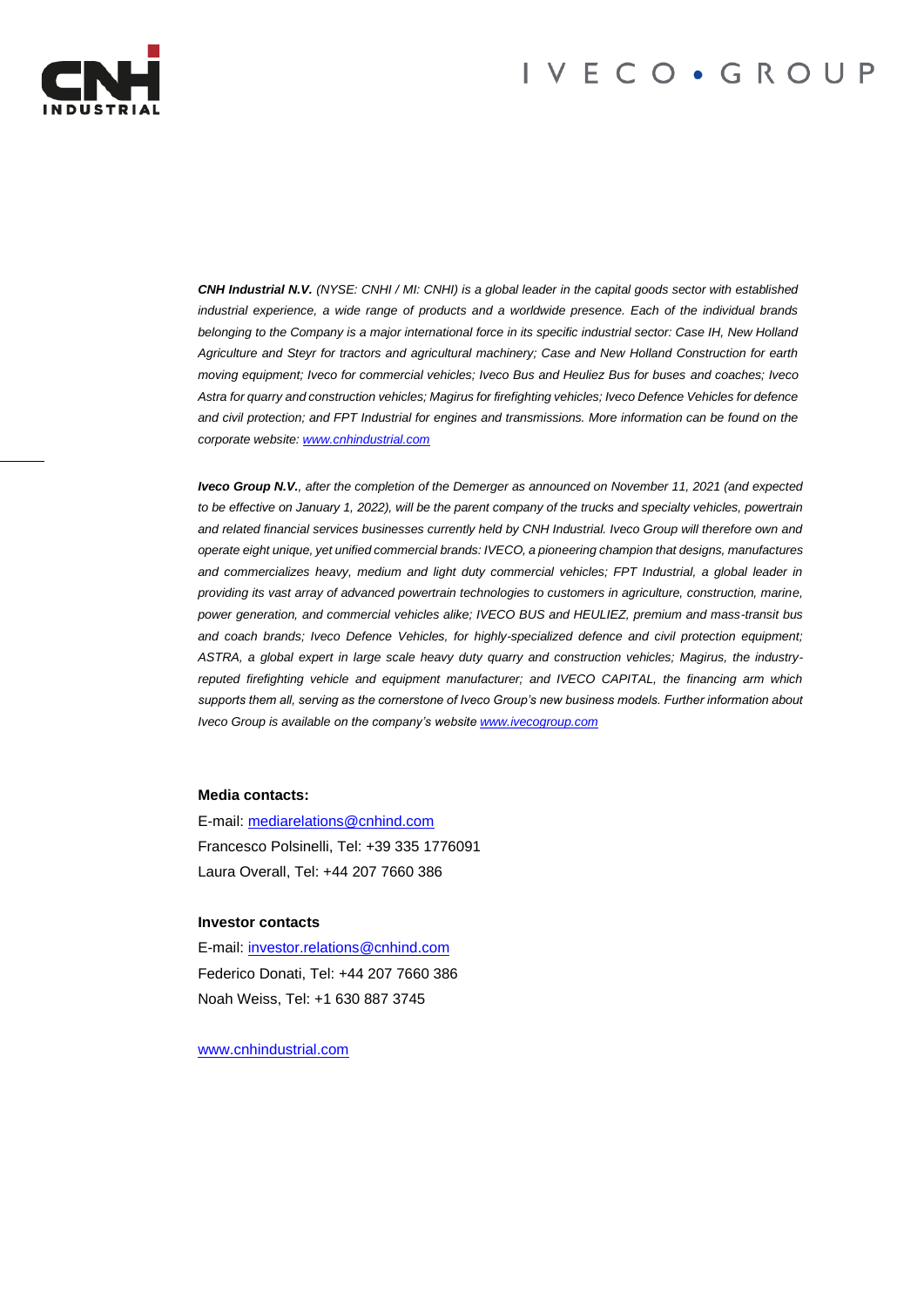***CNH Industrial N.V.*** *(NYSE: CNHI / MI: CNHI) is a global leader in the capital goods sector with established industrial experience, a wide range of products and a worldwide presence. Each of the individual brands belonging to the Company is a major international force in its specific industrial sector: Case IH, New Holland Agriculture and Steyr for tractors and agricultural machinery; Case and New Holland Construction for earth moving equipment; Iveco for commercial vehicles; Iveco Bus and Heuliez Bus for buses and coaches; Iveco Astra for quarry and construction vehicles; Magirus for firefighting vehicles; Iveco Defence Vehicles for defence and civil protection; and FPT Industrial for engines and transmissions. More information can be found on the corporate website: [www.cnhindustrial.com](http://www.cnhindustrial.com)*

***Iveco Group N.V.****, after the completion of the Demerger as announced on November 11, 2021 (and expected to be effective on January 1, 2022), will be the parent company of the trucks and specialty vehicles, powertrain and related financial services businesses currently held by CNH Industrial. Iveco Group will therefore own and operate eight unique, yet unified commercial brands: IVECO, a pioneering champion that designs, manufactures and commercializes heavy, medium and light duty commercial vehicles; FPT Industrial, a global leader in providing its vast array of advanced powertrain technologies to customers in agriculture, construction, marine, power generation, and commercial vehicles alike; IVECO BUS and HEULIEZ, premium and mass-transit bus and coach brands; Iveco Defence Vehicles, for highly-specialized defence and civil protection equipment; ASTRA, a global expert in large scale heavy duty quarry and construction vehicles; Magirus, the industry-reputed firefighting vehicle and equipment manufacturer; and IVECO CAPITAL, the financing arm which supports them all, serving as the cornerstone of Iveco Group's new business models. Further information about Iveco Group is available on the company's website [www.ivecogroup.com](http://www.ivecogroup.com)*

**Media contacts:**

E-mail: mediarelations@cnhind.com
Francesco Polsinelli, Tel: +39 335 1776091
Laura Overall, Tel: +44 207 7660 386

**Investor contacts**

E-mail: investor.relations@cnhind.com
Federico Donati, Tel: +44 207 7660 386
Noah Weiss, Tel: +1 630 887 3745

[www.cnhindustrial.com](http://www.cnhindustrial.com)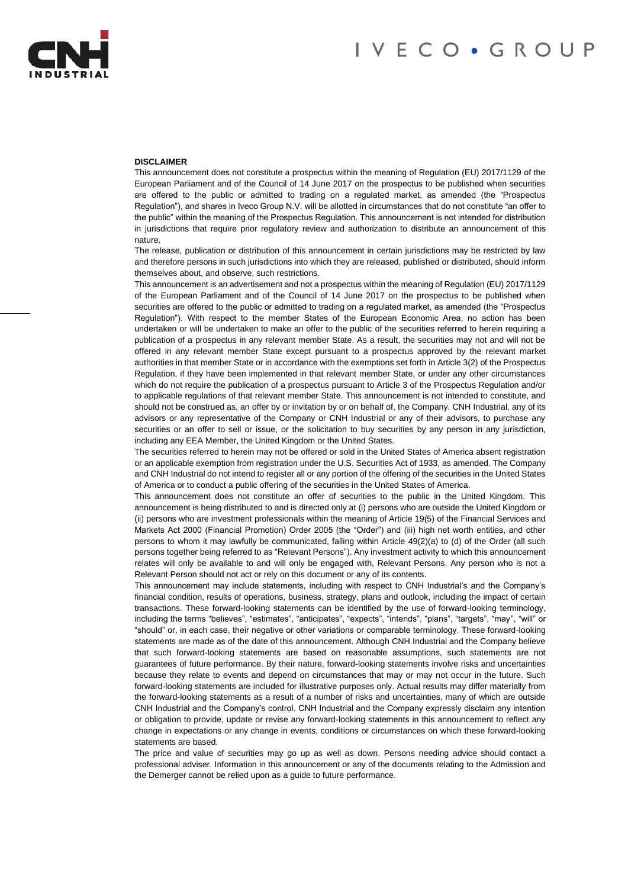**DISCLAIMER**

This announcement does not constitute a prospectus within the meaning of Regulation (EU) 2017/1129 of the European Parliament and of the Council of 14 June 2017 on the prospectus to be published when securities are offered to the public or admitted to trading on a regulated market, as amended (the "Prospectus Regulation"), and shares in Iveco Group N.V. will be allotted in circumstances that do not constitute "an offer to the public" within the meaning of the Prospectus Regulation. This announcement is not intended for distribution in jurisdictions that require prior regulatory review and authorization to distribute an announcement of this nature.

The release, publication or distribution of this announcement in certain jurisdictions may be restricted by law and therefore persons in such jurisdictions into which they are released, published or distributed, should inform themselves about, and observe, such restrictions.

This announcement is an advertisement and not a prospectus within the meaning of Regulation (EU) 2017/1129 of the European Parliament and of the Council of 14 June 2017 on the prospectus to be published when securities are offered to the public or admitted to trading on a regulated market, as amended (the "Prospectus Regulation"). With respect to the member States of the European Economic Area, no action has been undertaken or will be undertaken to make an offer to the public of the securities referred to herein requiring a publication of a prospectus in any relevant member State. As a result, the securities may not and will not be offered in any relevant member State except pursuant to a prospectus approved by the relevant market authorities in that member State or in accordance with the exemptions set forth in Article 3(2) of the Prospectus Regulation, if they have been implemented in that relevant member State, or under any other circumstances which do not require the publication of a prospectus pursuant to Article 3 of the Prospectus Regulation and/or to applicable regulations of that relevant member State. This announcement is not intended to constitute, and should not be construed as, an offer by or invitation by or on behalf of, the Company, CNH Industrial, any of its advisors or any representative of the Company or CNH Industrial or any of their advisors, to purchase any securities or an offer to sell or issue, or the solicitation to buy securities by any person in any jurisdiction, including any EEA Member, the United Kingdom or the United States.

The securities referred to herein may not be offered or sold in the United States of America absent registration or an applicable exemption from registration under the U.S. Securities Act of 1933, as amended. The Company and CNH Industrial do not intend to register all or any portion of the offering of the securities in the United States of America or to conduct a public offering of the securities in the United States of America.

This announcement does not constitute an offer of securities to the public in the United Kingdom. This announcement is being distributed to and is directed only at (i) persons who are outside the United Kingdom or (ii) persons who are investment professionals within the meaning of Article 19(5) of the Financial Services and Markets Act 2000 (Financial Promotion) Order 2005 (the "Order") and (iii) high net worth entities, and other persons to whom it may lawfully be communicated, falling within Article 49(2)(a) to (d) of the Order (all such persons together being referred to as "Relevant Persons"). Any investment activity to which this announcement relates will only be available to and will only be engaged with, Relevant Persons. Any person who is not a Relevant Person should not act or rely on this document or any of its contents.

This announcement may include statements, including with respect to CNH Industrial's and the Company's financial condition, results of operations, business, strategy, plans and outlook, including the impact of certain transactions. These forward-looking statements can be identified by the use of forward-looking terminology, including the terms "believes", "estimates", "anticipates", "expects", "intends", "plans", "targets", "may", "will" or "should" or, in each case, their negative or other variations or comparable terminology. These forward-looking statements are made as of the date of this announcement. Although CNH Industrial and the Company believe that such forward-looking statements are based on reasonable assumptions, such statements are not guarantees of future performance. By their nature, forward-looking statements involve risks and uncertainties because they relate to events and depend on circumstances that may or may not occur in the future. Such forward-looking statements are included for illustrative purposes only. Actual results may differ materially from the forward-looking statements as a result of a number of risks and uncertainties, many of which are outside CNH Industrial and the Company's control. CNH Industrial and the Company expressly disclaim any intention or obligation to provide, update or revise any forward-looking statements in this announcement to reflect any change in expectations or any change in events, conditions or circumstances on which these forward-looking statements are based.

The price and value of securities may go up as well as down. Persons needing advice should contact a professional adviser. Information in this announcement or any of the documents relating to the Admission and the Demerger cannot be relied upon as a guide to future performance.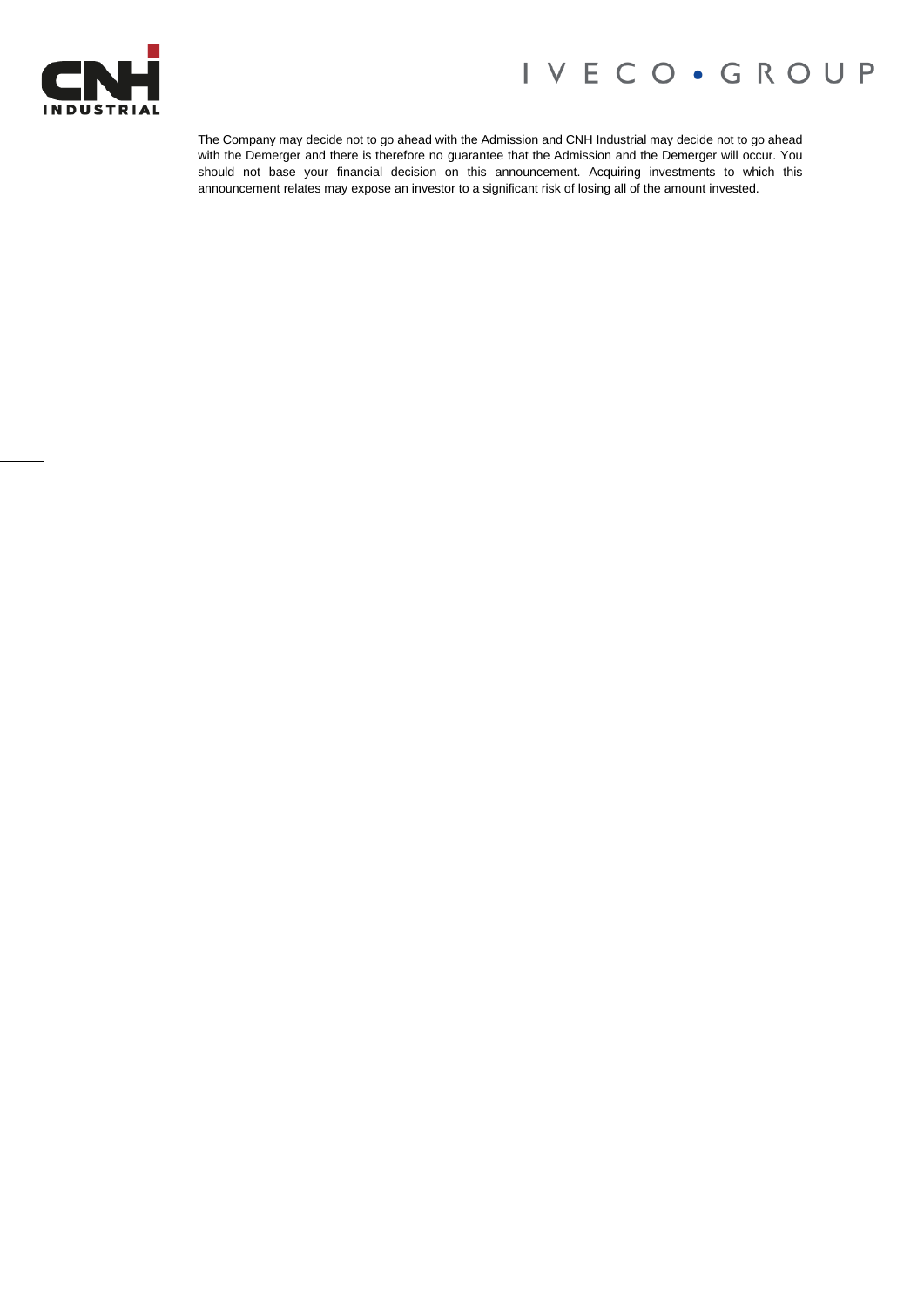The Company may decide not to go ahead with the Admission and CNH Industrial may decide not to go ahead with the Demerger and there is therefore no guarantee that the Admission and the Demerger will occur. You should not base your financial decision on this announcement. Acquiring investments to which this announcement relates may expose an investor to a significant risk of losing all of the amount invested.